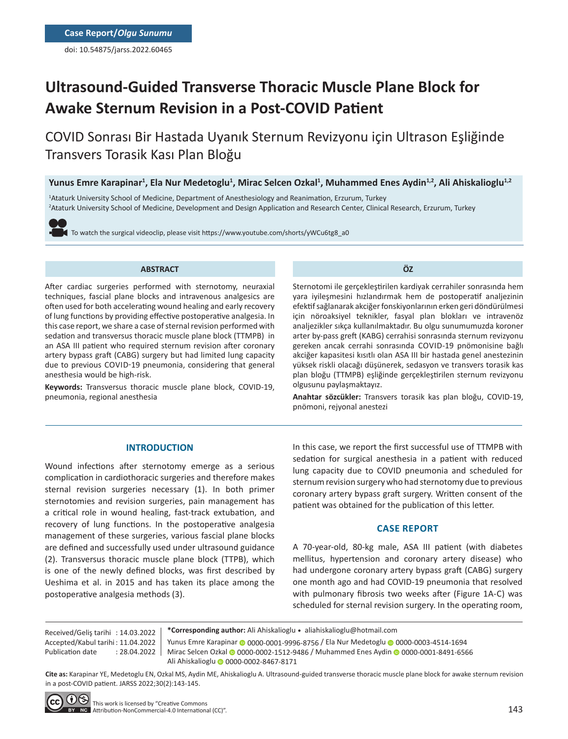Case Report/*Olgu Sunumu*

doi: 10.54875/jarss.2022.60465

# Ultrasound-Guided Transverse Thoracic Muscle Plane Block for Awake Sternum Revision in a Post-COVID Patient

## COVID Sonrası Bir Hastada Uyanık Sternum Revizyonu için Ultrason Eşliğinde Transvers Torasik Kası Plan Bloğu

**Yunus Emre Karapinar[1], Ela Nur Medetoglu[1], Mirac Selcen Ozkal[1], Muhammed Enes Aydin[1,2], Ali Ahiskalioglu[1,2]**

[1]Ataturk University School of Medicine, Department of Anesthesiology and Reanimation, Erzurum, Turkey
[2]Ataturk University School of Medicine, Development and Design Application and Research Center, Clinical Research, Erzurum, Turkey

To watch the surgical videoclip, please visit https://www.youtube.com/shorts/yWCu6tg8_a0

### ABSTRACT

After cardiac surgeries performed with sternotomy, neuraxial techniques, fascial plane blocks and intravenous analgesics are often used for both accelerating wound healing and early recovery of lung functions by providing effective postoperative analgesia. In this case report, we share a case of sternal revision performed with sedation and transversus thoracic muscle plane block (TTMPB) in an ASA III patient who required sternum revision after coronary artery bypass graft (CABG) surgery but had limited lung capacity due to previous COVID-19 pneumonia, considering that general anesthesia would be high-risk.

**Keywords:** Transversus thoracic muscle plane block, COVID-19, pneumonia, regional anesthesia

### ÖZ

Sternotomi ile gerçekleştirilen kardiyak cerrahiler sonrasında hem yara iyileşmesini hızlandırmak hem de postoperatif analjezinin efektif sağlanarak akciğer fonksiyonlarının erken geri döndürülmesi için nöroaksiyel teknikler, fasyal plan blokları ve intravenöz analjezikler sıkça kullanılmaktadır. Bu olgu sunumumuzda koroner arter by-pass greft (KABG) cerrahisi sonrasında sternum revizyonu gereken ancak cerrahi sonrasında COVID-19 pnömonisine bağlı akciğer kapasitesi kısıtlı olan ASA III bir hastada genel anestezinin yüksek riskli olacağı düşünerek, sedasyon ve transvers torasik kas plan bloğu (TTMPB) eşliğinde gerçekleştirilen sternum revizyonu olgusunu paylaşmaktayız.

**Anahtar sözcükler:** Transvers torasik kas plan bloğu, COVID-19, pnömoni, rejyonal anestezi

## INTRODUCTION

Wound infections after sternotomy emerge as a serious complication in cardiothoracic surgeries and therefore makes sternal revision surgeries necessary (1). In both primer sternotomies and revision surgeries, pain management has a critical role in wound healing, fast-track extubation, and recovery of lung functions. In the postoperative analgesia management of these surgeries, various fascial plane blocks are defined and successfully used under ultrasound guidance (2). Transversus thoracic muscle plane block (TTPB), which is one of the newly defined blocks, was first described by Ueshima et al. in 2015 and has taken its place among the postoperative analgesia methods (3).

In this case, we report the first successful use of TTMPB with sedation for surgical anesthesia in a patient with reduced lung capacity due to COVID pneumonia and scheduled for sternum revision surgery who had sternotomy due to previous coronary artery bypass graft surgery. Written consent of the patient was obtained for the publication of this letter.

## CASE REPORT

A 70-year-old, 80-kg male, ASA III patient (with diabetes mellitus, hypertension and coronary artery disease) who had undergone coronary artery bypass graft (CABG) surgery one month ago and had COVID-19 pneumonia that resolved with pulmonary fibrosis two weeks after (Figure 1A-C) was scheduled for sternal revision surgery. In the operating room,

Received/Geliş tarihi : 14.03.2022
Accepted/Kabul tarihi : 11.04.2022
Publication date : 28.04.2022

**\*Corresponding author:** Ali Ahiskalioglu • aliahiskalioglu@hotmail.com

Yunus Emre Karapinar 0000-0001-9996-8756 / Ela Nur Medetoglu 0000-0003-4514-1694
Mirac Selcen Ozkal 0000-0002-1512-9486 / Muhammed Enes Aydin 0000-0001-8491-6566
Ali Ahiskalioglu 0000-0002-8467-8171

**Cite as:** Karapinar YE, Medetoglu EN, Ozkal MS, Aydin ME, Ahiskalioglu A. Ultrasound-guided transverse thoracic muscle plane block for awake sternum revision in a post-COVID patient. JARSS 2022;30(2):143-145.

This work is licensed by "Creative Commons Attribution-NonCommercial-4.0 International (CC)".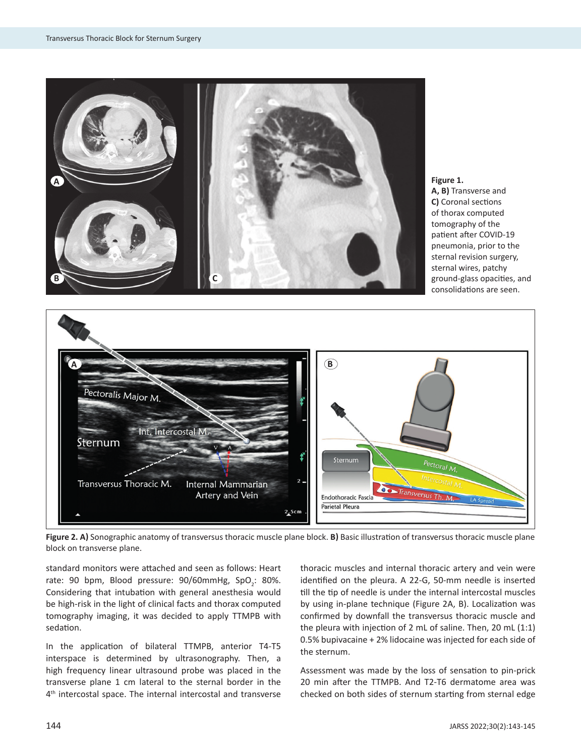**Figure 1.**
**A, B)** Transverse and **C)** Coronal sections of thorax computed tomography of the patient after COVID-19 pneumonia, prior to the sternal revision surgery, sternal wires, patchy ground-glass opacities, and consolidations are seen.

**Figure 2. A)** Sonographic anatomy of transversus thoracic muscle plane block. **B)** Basic illustration of transversus thoracic muscle plane block on transverse plane.

standard monitors were attached and seen as follows: Heart rate: 90 bpm, Blood pressure: 90/60mmHg, $SpO_2$: 80%. Considering that intubation with general anesthesia would be high-risk in the light of clinical facts and thorax computed tomography imaging, it was decided to apply TTMPB with sedation.

In the application of bilateral TTMPB, anterior T4-T5 interspace is determined by ultrasonography. Then, a high frequency linear ultrasound probe was placed in the transverse plane 1 cm lateral to the sternal border in the 4th intercostal space. The internal intercostal and transverse thoracic muscles and internal thoracic artery and vein were identified on the pleura. A 22-G, 50-mm needle is inserted till the tip of needle is under the internal intercostal muscles by using in-plane technique (Figure 2A, B). Localization was confirmed by downfall the transversus thoracic muscle and the pleura with injection of 2 mL of saline. Then, 20 mL (1:1) 0.5% bupivacaine + 2% lidocaine was injected for each side of the sternum.

Assessment was made by the loss of sensation to pin-prick 20 min after the TTMPB. And T2-T6 dermatome area was checked on both sides of sternum starting from sternal edge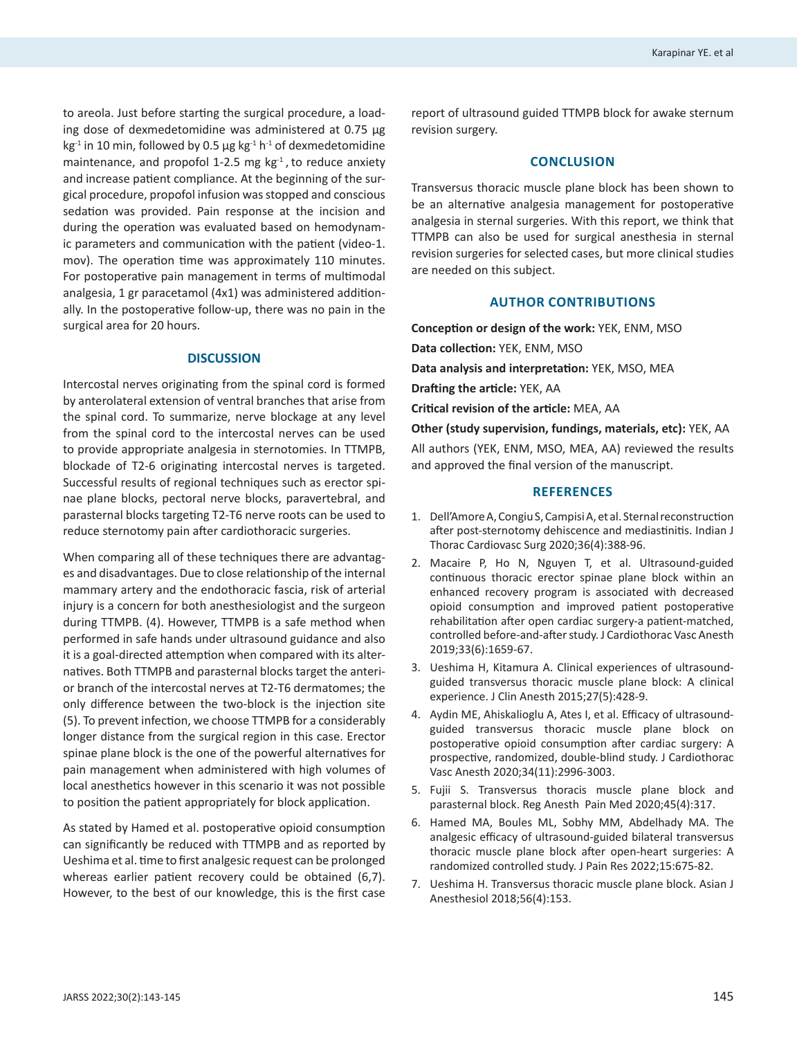to areola. Just before starting the surgical procedure, a loading dose of dexmedetomidine was administered at 0.75 µg $kg^{-1}$ in 10 min, followed by 0.5 µg $kg^{-1}$ $h^{-1}$ of dexmedetomidine maintenance, and propofol 1-2.5 mg $kg^{-1}$, to reduce anxiety and increase patient compliance. At the beginning of the surgical procedure, propofol infusion was stopped and conscious sedation was provided. Pain response at the incision and during the operation was evaluated based on hemodynamic parameters and communication with the patient (video-1.mov). The operation time was approximately 110 minutes. For postoperative pain management in terms of multimodal analgesia, 1 gr paracetamol (4x1) was administered additionally. In the postoperative follow-up, there was no pain in the surgical area for 20 hours.

## DISCUSSION

Intercostal nerves originating from the spinal cord is formed by anterolateral extension of ventral branches that arise from the spinal cord. To summarize, nerve blockage at any level from the spinal cord to the intercostal nerves can be used to provide appropriate analgesia in sternotomies. In TTMPB, blockade of T2-6 originating intercostal nerves is targeted. Successful results of regional techniques such as erector spinae plane blocks, pectoral nerve blocks, paravertebral, and parasternal blocks targeting T2-T6 nerve roots can be used to reduce sternotomy pain after cardiothoracic surgeries.

When comparing all of these techniques there are advantages and disadvantages. Due to close relationship of the internal mammary artery and the endothoracic fascia, risk of arterial injury is a concern for both anesthesiologist and the surgeon during TTMPB. (4). However, TTMPB is a safe method when performed in safe hands under ultrasound guidance and also it is a goal-directed attemption when compared with its alternatives. Both TTMPB and parasternal blocks target the anterior branch of the intercostal nerves at T2-T6 dermatomes; the only difference between the two-block is the injection site (5). To prevent infection, we choose TTMPB for a considerably longer distance from the surgical region in this case. Erector spinae plane block is the one of the powerful alternatives for pain management when administered with high volumes of local anesthetics however in this scenario it was not possible to position the patient appropriately for block application.

As stated by Hamed et al. postoperative opioid consumption can significantly be reduced with TTMPB and as reported by Ueshima et al. time to first analgesic request can be prolonged whereas earlier patient recovery could be obtained (6,7). However, to the best of our knowledge, this is the first case report of ultrasound guided TTMPB block for awake sternum revision surgery.

## CONCLUSION

Transversus thoracic muscle plane block has been shown to be an alternative analgesia management for postoperative analgesia in sternal surgeries. With this report, we think that TTMPB can also be used for surgical anesthesia in sternal revision surgeries for selected cases, but more clinical studies are needed on this subject.

## AUTHOR CONTRIBUTIONS

**Conception or design of the work:** YEK, ENM, MSO

**Data collection:** YEK, ENM, MSO

**Data analysis and interpretation:** YEK, MSO, MEA

**Drafting the article:** YEK, AA

**Critical revision of the article:** MEA, AA

**Other (study supervision, fundings, materials, etc):** YEK, AA

All authors (YEK, ENM, MSO, MEA, AA) reviewed the results and approved the final version of the manuscript.

## REFERENCES

1. Dell'Amore A, Congiu S, Campisi A, et al. Sternal reconstruction after post-sternotomy dehiscence and mediastinitis. Indian J Thorac Cardiovasc Surg 2020;36(4):388-96.
2. Macaire P, Ho N, Nguyen T, et al. Ultrasound-guided continuous thoracic erector spinae plane block within an enhanced recovery program is associated with decreased opioid consumption and improved patient postoperative rehabilitation after open cardiac surgery-a patient-matched, controlled before-and-after study. J Cardiothorac Vasc Anesth 2019;33(6):1659-67.
3. Ueshima H, Kitamura A. Clinical experiences of ultrasound-guided transversus thoracic muscle plane block: A clinical experience. J Clin Anesth 2015;27(5):428-9.
4. Aydin ME, Ahiskalioglu A, Ates I, et al. Efficacy of ultrasound-guided transversus thoracic muscle plane block on postoperative opioid consumption after cardiac surgery: A prospective, randomized, double-blind study. J Cardiothorac Vasc Anesth 2020;34(11):2996-3003.
5. Fujii S. Transversus thoracis muscle plane block and parasternal block. Reg Anesth Pain Med 2020;45(4):317.
6. Hamed MA, Boules ML, Sobhy MM, Abdelhady MA. The analgesic efficacy of ultrasound-guided bilateral transversus thoracic muscle plane block after open-heart surgeries: A randomized controlled study. J Pain Res 2022;15:675-82.
7. Ueshima H. Transversus thoracic muscle plane block. Asian J Anesthesiol 2018;56(4):153.